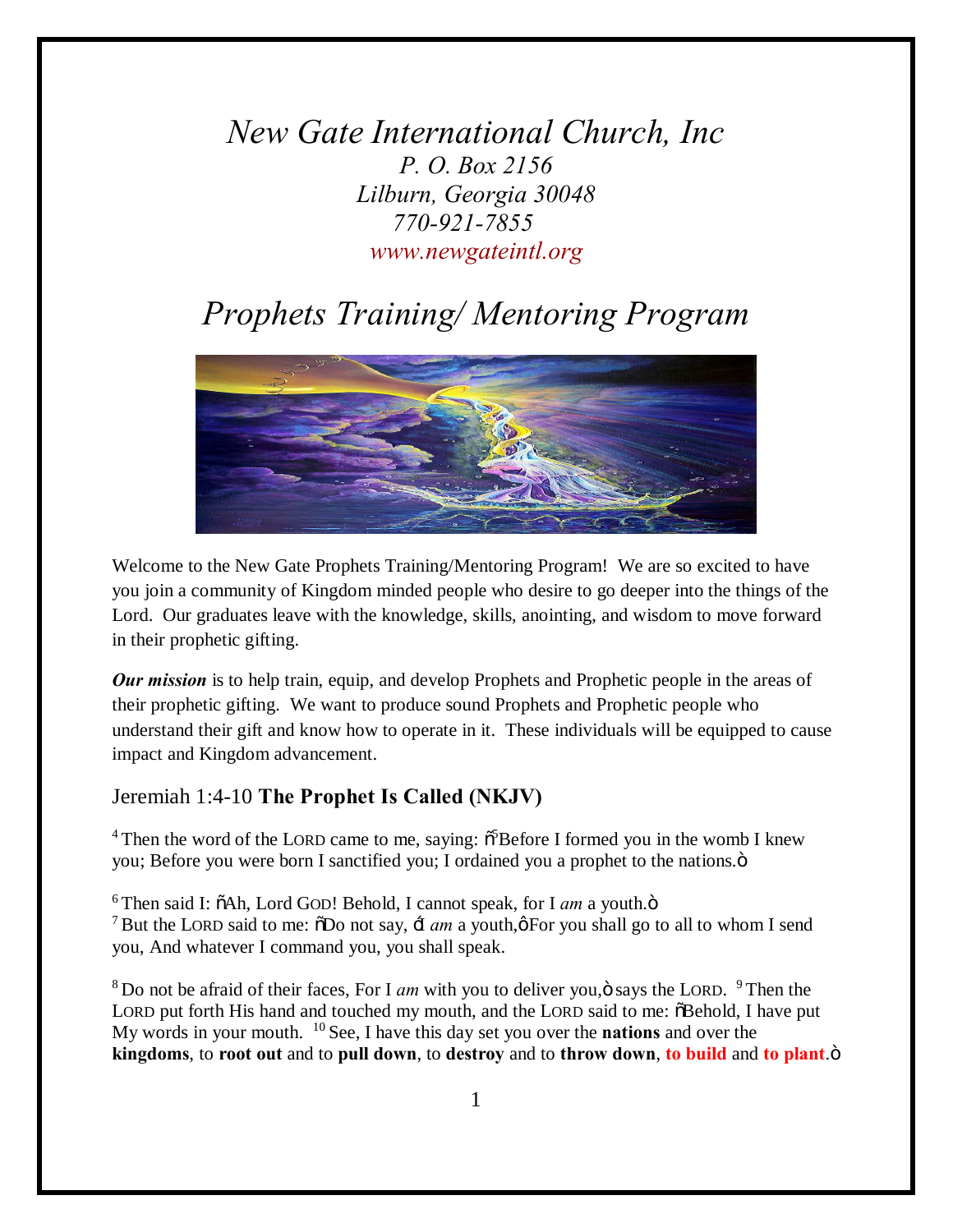# *New Gate International Church, Inc*

*P. O. Box 2156*
*Lilburn, Georgia 30048*
*770-921-7855*
*www.newgateintl.org*

# *Prophets Training/ Mentoring Program*

Welcome to the New Gate Prophets Training/Mentoring Program! We are so excited to have you join a community of Kingdom minded people who desire to go deeper into the things of the Lord. Our graduates leave with the knowledge, skills, anointing, and wisdom to move forward in their prophetic gifting.

***Our mission*** is to help train, equip, and develop Prophets and Prophetic people in the areas of their prophetic gifting. We want to produce sound Prophets and Prophetic people who understand their gift and know how to operate in it. These individuals will be equipped to cause impact and Kingdom advancement.

## Jeremiah 1:4-10 **The Prophet Is Called (NKJV)**

[4] Then the word of the LORD came to me, saying: "Before I formed you in the womb I knew you; Before you were born I sanctified you; I ordained you a prophet to the nations."

[6] Then said I: "Ah, Lord GOD! Behold, I cannot speak, for I *am* a youth."
[7] But the LORD said to me: "Do not say, 'I *am* a youth,' For you shall go to all to whom I send you, And whatever I command you, you shall speak.

[8] Do not be afraid of their faces, For I *am* with you to deliver you," says the LORD. [9] Then the LORD put forth His hand and touched my mouth, and the LORD said to me: "Behold, I have put My words in your mouth. [10] See, I have this day set you over the **nations** and over the **kingdoms**, to **root out** and to **pull down**, to **destroy** and to **throw down**, **to build** and **to plant**."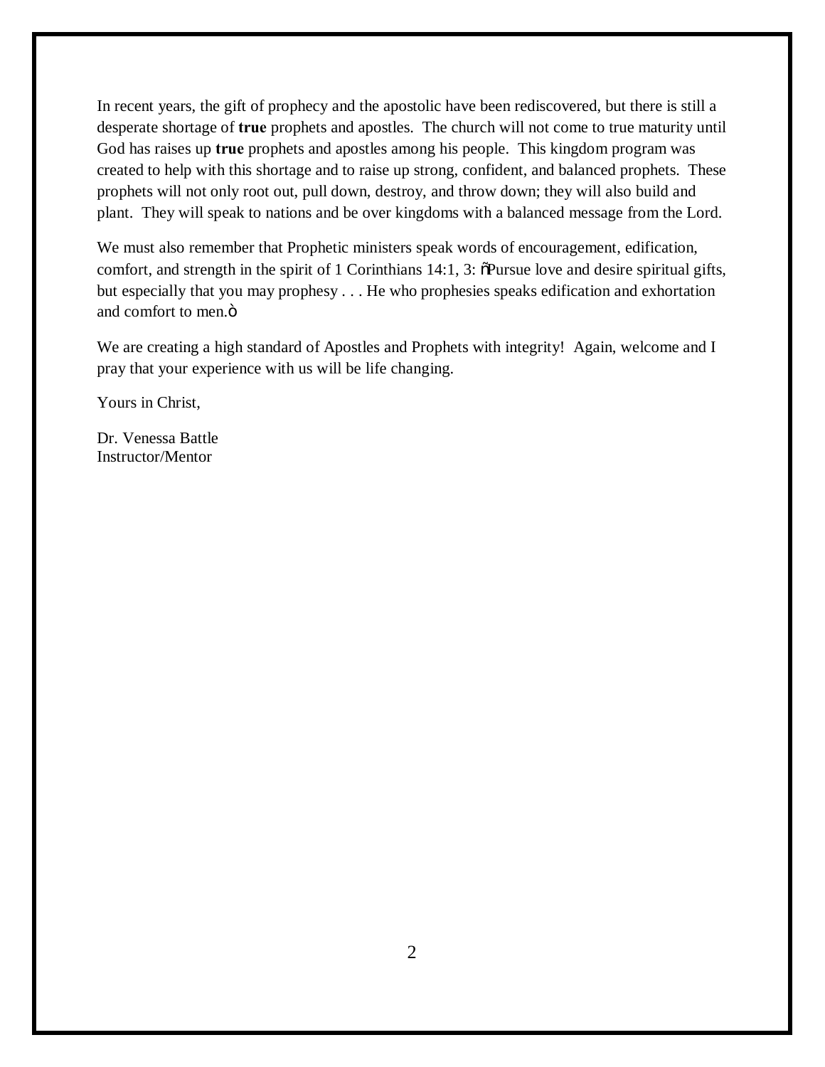In recent years, the gift of prophecy and the apostolic have been rediscovered, but there is still a desperate shortage of **true** prophets and apostles. The church will not come to true maturity until God has raises up **true** prophets and apostles among his people. This kingdom program was created to help with this shortage and to raise up strong, confident, and balanced prophets. These prophets will not only root out, pull down, destroy, and throw down; they will also build and plant. They will speak to nations and be over kingdoms with a balanced message from the Lord.

We must also remember that Prophetic ministers speak words of encouragement, edification, comfort, and strength in the spirit of 1 Corinthians 14:1, 3: õPursue love and desire spiritual gifts, but especially that you may prophesy . . . He who prophesies speaks edification and exhortation and comfort to men.ö

We are creating a high standard of Apostles and Prophets with integrity! Again, welcome and I pray that your experience with us will be life changing.

Yours in Christ,

Dr. Venessa Battle
Instructor/Mentor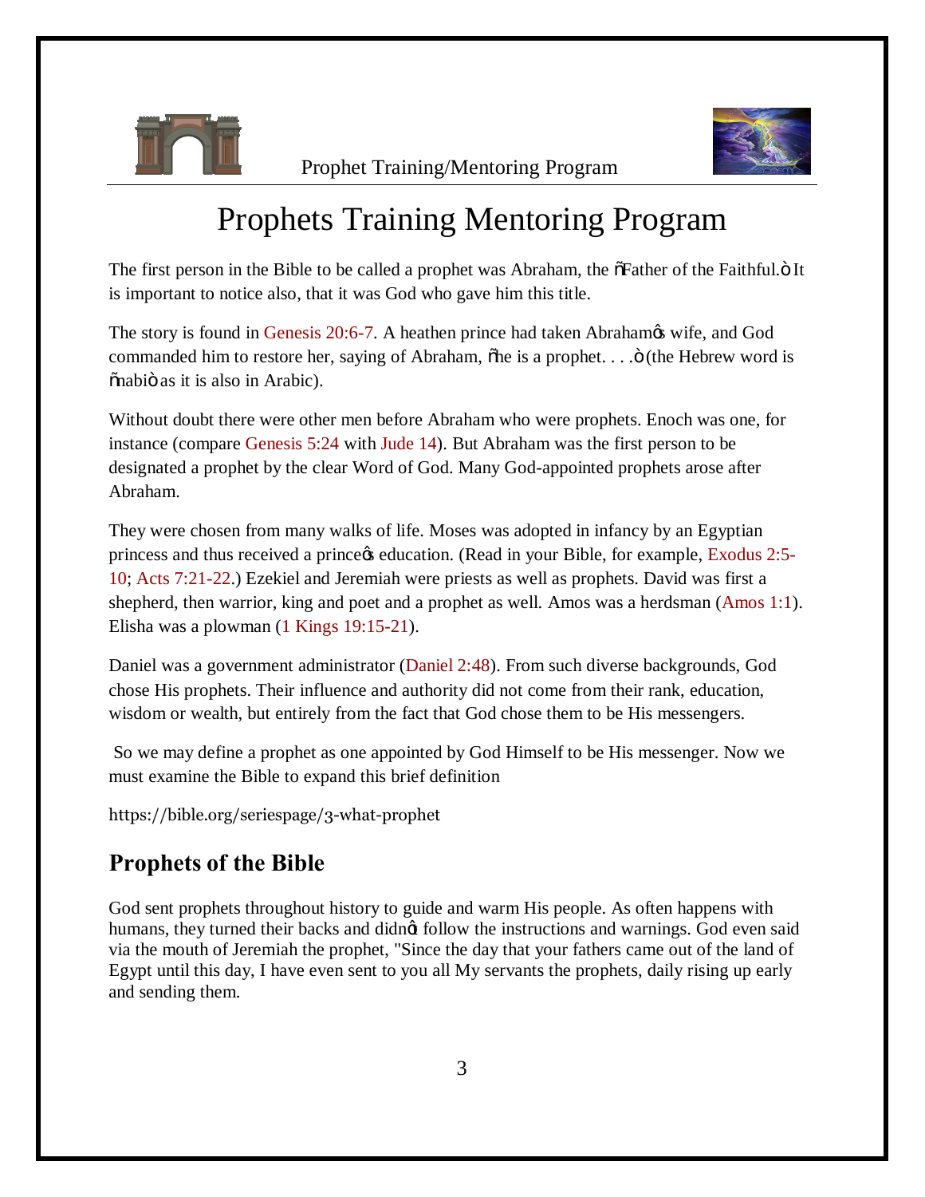# Prophets Training Mentoring Program

The first person in the Bible to be called a prophet was Abraham, the õFather of the Faithful.ö It is important to notice also, that it was God who gave him this title.

The story is found in Genesis 20:6-7. A heathen prince had taken Abrahamøs wife, and God commanded him to restore her, saying of Abraham, õhe is a prophet. . . .ö (the Hebrew word is õnabiö as it is also in Arabic).

Without doubt there were other men before Abraham who were prophets. Enoch was one, for instance (compare Genesis 5:24 with Jude 14). But Abraham was the first person to be designated a prophet by the clear Word of God. Many God-appointed prophets arose after Abraham.

They were chosen from many walks of life. Moses was adopted in infancy by an Egyptian princess and thus received a princeøs education. (Read in your Bible, for example, Exodus 2:5-10; Acts 7:21-22.) Ezekiel and Jeremiah were priests as well as prophets. David was first a shepherd, then warrior, king and poet and a prophet as well. Amos was a herdsman (Amos 1:1). Elisha was a plowman (1 Kings 19:15-21).

Daniel was a government administrator (Daniel 2:48). From such diverse backgrounds, God chose His prophets. Their influence and authority did not come from their rank, education, wisdom or wealth, but entirely from the fact that God chose them to be His messengers.

So we may define a prophet as one appointed by God Himself to be His messenger. Now we must examine the Bible to expand this brief definition

https://bible.org/seriespage/3-what-prophet

## Prophets of the Bible

God sent prophets throughout history to guide and warm His people. As often happens with humans, they turned their backs and didnøt follow the instructions and warnings. God even said via the mouth of Jeremiah the prophet, "Since the day that your fathers came out of the land of Egypt until this day, I have even sent to you all My servants the prophets, daily rising up early and sending them.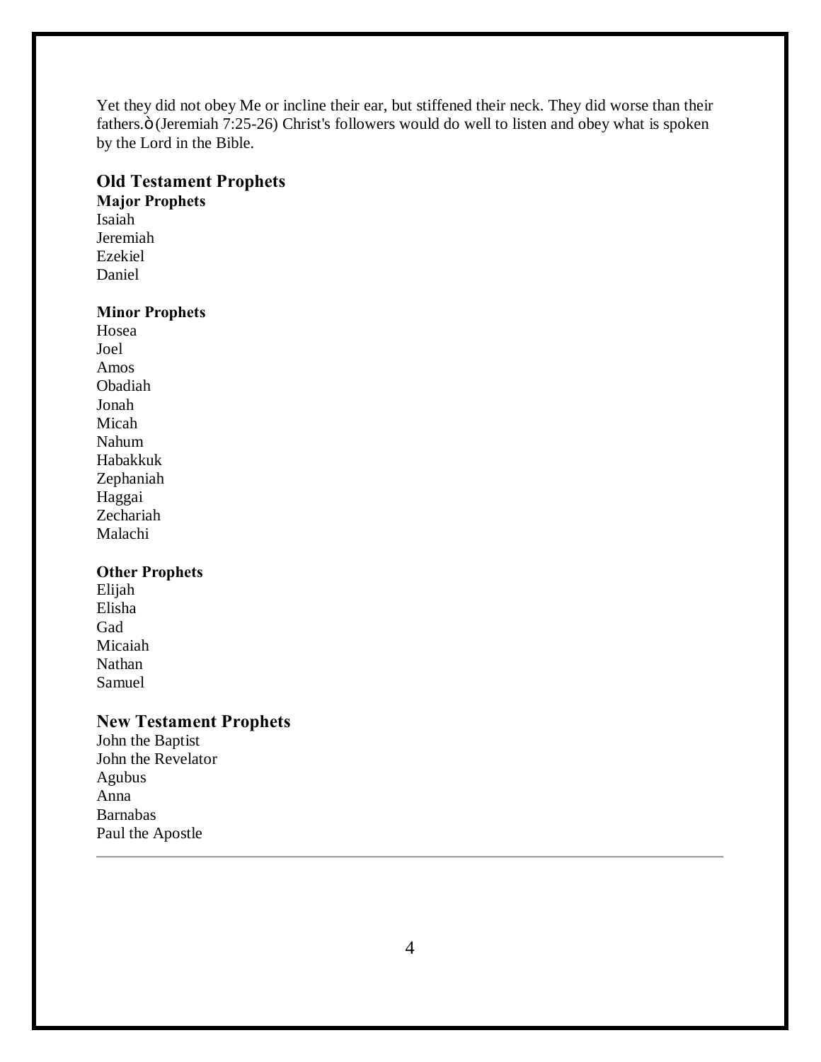Yet they did not obey Me or incline their ear, but stiffened their neck. They did worse than their fathers.ò (Jeremiah 7:25-26) Christ's followers would do well to listen and obey what is spoken by the Lord in the Bible.

## Old Testament Prophets

### Major Prophets

Isaiah
Jeremiah
Ezekiel
Daniel

### Minor Prophets

Hosea
Joel
Amos
Obadiah
Jonah
Micah
Nahum
Habakkuk
Zephaniah
Haggai
Zechariah
Malachi

### Other Prophets

Elijah
Elisha
Gad
Micaiah
Nathan
Samuel

## New Testament Prophets

John the Baptist
John the Revelator
Agubus
Anna
Barnabas
Paul the Apostle

---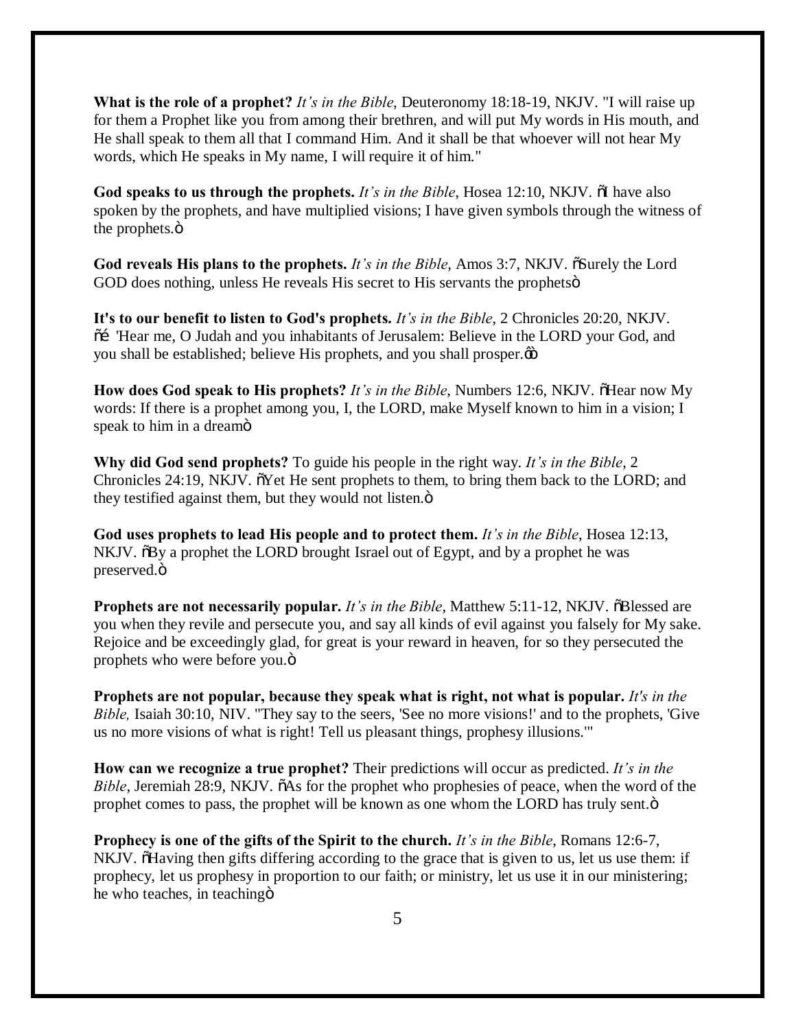**What is the role of a prophet?** *It's in the Bible*, Deuteronomy 18:18-19, NKJV. "I will raise up for them a Prophet like you from among their brethren, and will put My words in His mouth, and He shall speak to them all that I command Him. And it shall be that whoever will not hear My words, which He speaks in My name, I will require it of him."

**God speaks to us through the prophets.** *It's in the Bible*, Hosea 12:10, NKJV. "I have also spoken by the prophets, and have multiplied visions; I have given symbols through the witness of the prophets."

**God reveals His plans to the prophets.** *It's in the Bible*, Amos 3:7, NKJV. "Surely the Lord GOD does nothing, unless He reveals His secret to His servants the prophets"

**It's to our benefit to listen to God's prophets.** *It's in the Bible*, 2 Chronicles 20:20, NKJV. "… 'Hear me, O Judah and you inhabitants of Jerusalem: Believe in the LORD your God, and you shall be established; believe His prophets, and you shall prosper.'"

**How does God speak to His prophets?** *It's in the Bible*, Numbers 12:6, NKJV. "Hear now My words: If there is a prophet among you, I, the LORD, make Myself known to him in a vision; I speak to him in a dream"

**Why did God send prophets?** To guide his people in the right way. *It's in the Bible*, 2 Chronicles 24:19, NKJV. "Yet He sent prophets to them, to bring them back to the LORD; and they testified against them, but they would not listen."

**God uses prophets to lead His people and to protect them.** *It's in the Bible*, Hosea 12:13, NKJV. "By a prophet the LORD brought Israel out of Egypt, and by a prophet he was preserved."

**Prophets are not necessarily popular.** *It's in the Bible*, Matthew 5:11-12, NKJV. "Blessed are you when they revile and persecute you, and say all kinds of evil against you falsely for My sake. Rejoice and be exceedingly glad, for great is your reward in heaven, for so they persecuted the prophets who were before you."

**Prophets are not popular, because they speak what is right, not what is popular.** *It's in the Bible,* Isaiah 30:10, NIV. "They say to the seers, 'See no more visions!' and to the prophets, 'Give us no more visions of what is right! Tell us pleasant things, prophesy illusions.'"

**How can we recognize a true prophet?** Their predictions will occur as predicted. *It's in the Bible*, Jeremiah 28:9, NKJV. "As for the prophet who prophesies of peace, when the word of the prophet comes to pass, the prophet will be known as one whom the LORD has truly sent."

**Prophecy is one of the gifts of the Spirit to the church.** *It's in the Bible*, Romans 12:6-7, NKJV. "Having then gifts differing according to the grace that is given to us, let us use them: if prophecy, let us prophesy in proportion to our faith; or ministry, let us use it in our ministering; he who teaches, in teaching"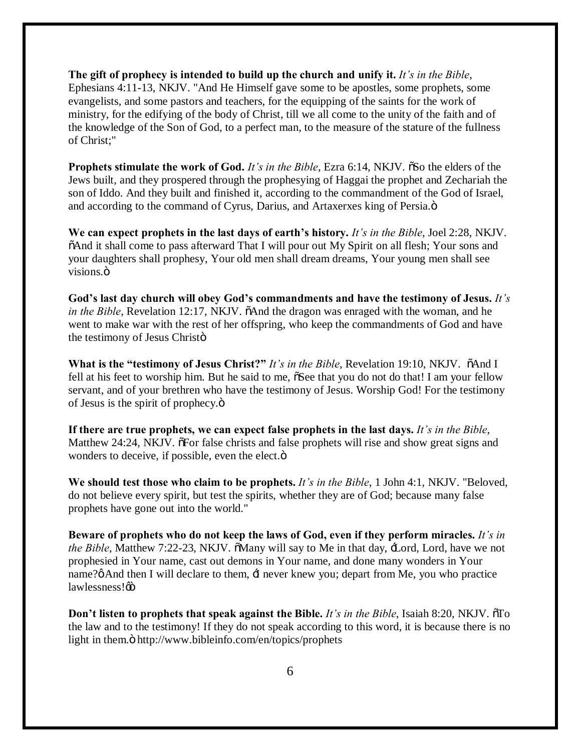**The gift of prophecy is intended to build up the church and unify it.** *It's in the Bible*, Ephesians 4:11-13, NKJV. "And He Himself gave some to be apostles, some prophets, some evangelists, and some pastors and teachers, for the equipping of the saints for the work of ministry, for the edifying of the body of Christ, till we all come to the unity of the faith and of the knowledge of the Son of God, to a perfect man, to the measure of the stature of the fullness of Christ;"

**Prophets stimulate the work of God.** *It's in the Bible*, Ezra 6:14, NKJV. õSo the elders of the Jews built, and they prospered through the prophesying of Haggai the prophet and Zechariah the son of Iddo. And they built and finished it, according to the commandment of the God of Israel, and according to the command of Cyrus, Darius, and Artaxerxes king of Persia.ö

**We can expect prophets in the last days of earth's history.** *It's in the Bible*, Joel 2:28, NKJV. õAnd it shall come to pass afterward That I will pour out My Spirit on all flesh; Your sons and your daughters shall prophesy, Your old men shall dream dreams, Your young men shall see visions.ö

**God's last day church will obey God's commandments and have the testimony of Jesus.** *It's in the Bible*, Revelation 12:17, NKJV. õAnd the dragon was enraged with the woman, and he went to make war with the rest of her offspring, who keep the commandments of God and have the testimony of Jesus Christö

**What is the "testimony of Jesus Christ?"** *It's in the Bible*, Revelation 19:10, NKJV. õAnd I fell at his feet to worship him. But he said to me, õSee that you do not do that! I am your fellow servant, and of your brethren who have the testimony of Jesus. Worship God! For the testimony of Jesus is the spirit of prophecy.ö

**If there are true prophets, we can expect false prophets in the last days.** *It's in the Bible*, Matthew 24:24, NKJV. õFor false christs and false prophets will rise and show great signs and wonders to deceive, if possible, even the elect.ö

**We should test those who claim to be prophets.** *It's in the Bible*, 1 John 4:1, NKJV. "Beloved, do not believe every spirit, but test the spirits, whether they are of God; because many false prophets have gone out into the world."

**Beware of prophets who do not keep the laws of God, even if they perform miracles.** *It's in the Bible*, Matthew 7:22-23, NKJV. õMany will say to Me in that day, ôLord, Lord, have we not prophesied in Your name, cast out demons in Your name, and done many wonders in Your name?ö And then I will declare to them, ôI never knew you; depart from Me, you who practice lawlessness!öö

**Don't listen to prophets that speak against the Bible.** *It's in the Bible*, Isaiah 8:20, NKJV. õTo the law and to the testimony! If they do not speak according to this word, it is because there is no light in them.ö http://www.bibleinfo.com/en/topics/prophets